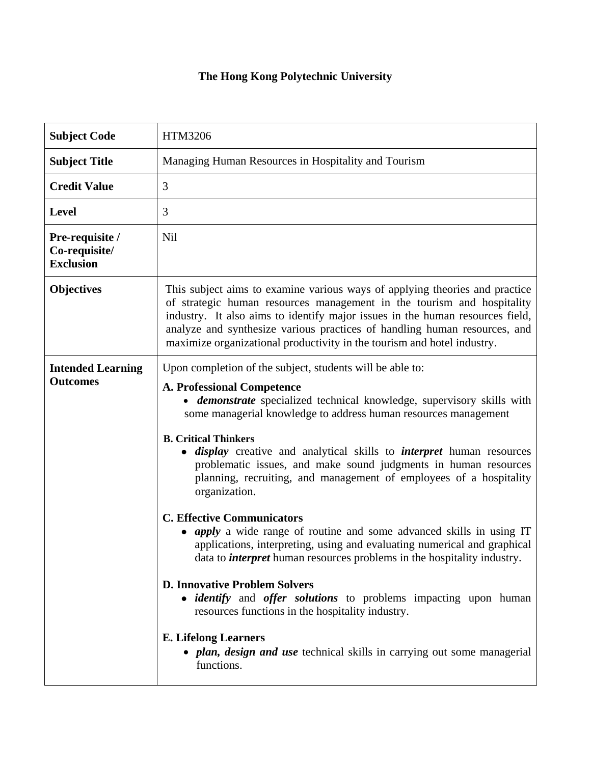# The Hong Kong Polytechnic University

| | |
|---|---|
| **Subject Code** | HTM3206 |
| **Subject Title** | Managing Human Resources in Hospitality and Tourism |
| **Credit Value** | 3 |
| **Level** | 3 |
| **Pre-requisite / Co-requisite/ Exclusion** | Nil |
| **Objectives** | This subject aims to examine various ways of applying theories and practice of strategic human resources management in the tourism and hospitality industry. It also aims to identify major issues in the human resources field, analyze and synthesize various practices of handling human resources, and maximize organizational productivity in the tourism and hotel industry. |
| **Intended Learning Outcomes** | Upon completion of the subject, students will be able to:<br><br>**A. Professional Competence**<br>• ***demonstrate*** specialized technical knowledge, supervisory skills with some managerial knowledge to address human resources management<br><br>**B. Critical Thinkers**<br>• ***display*** creative and analytical skills to ***interpret*** human resources problematic issues, and make sound judgments in human resources planning, recruiting, and management of employees of a hospitality organization.<br><br>**C. Effective Communicators**<br>• ***apply*** a wide range of routine and some advanced skills in using IT applications, interpreting, using and evaluating numerical and graphical data to ***interpret*** human resources problems in the hospitality industry.<br><br>**D. Innovative Problem Solvers**<br>• ***identify*** and ***offer solutions*** to problems impacting upon human resources functions in the hospitality industry.<br><br>**E. Lifelong Learners**<br>• ***plan, design and use*** technical skills in carrying out some managerial functions. |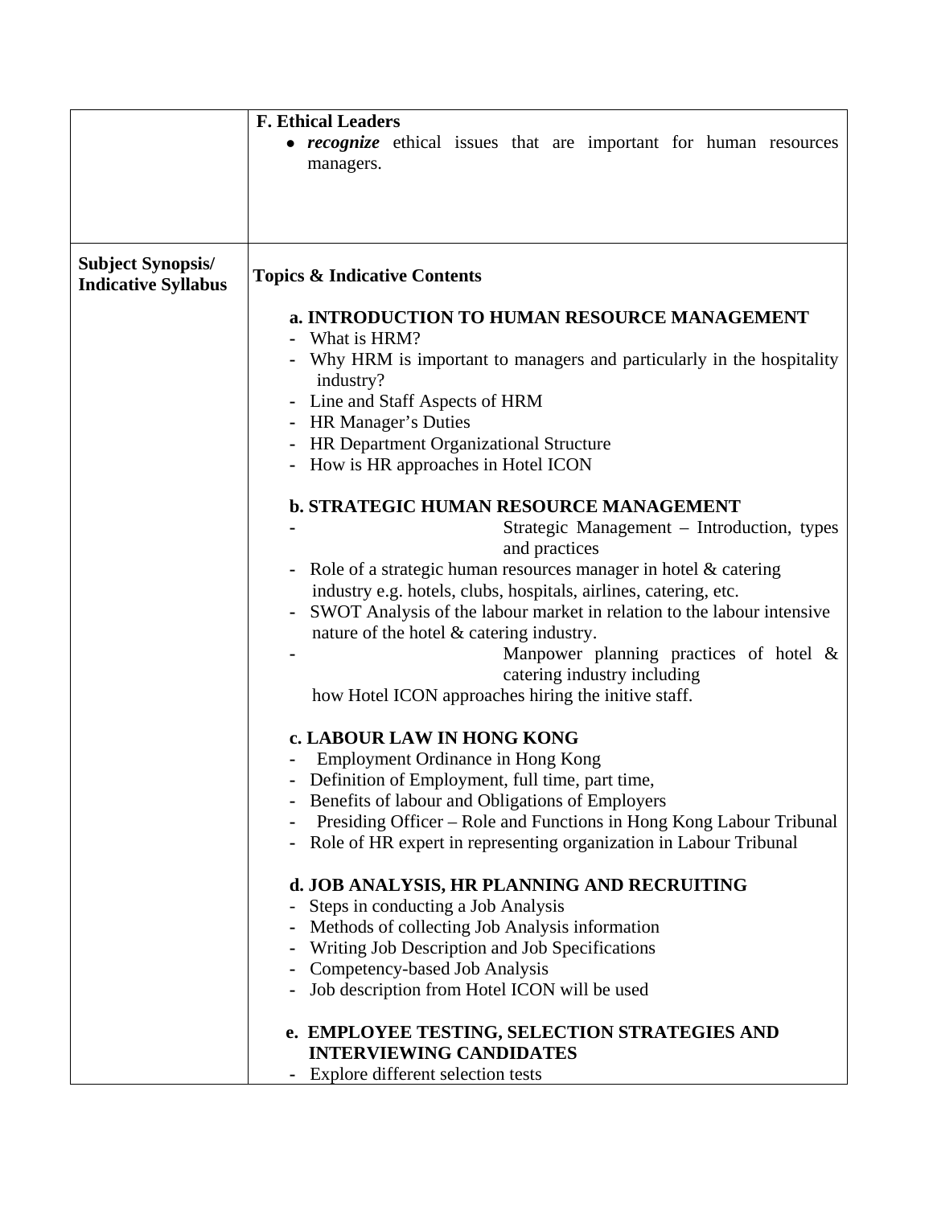| | |
|---|---|
| | **F. Ethical Leaders**<br>• ***recognize*** ethical issues that are important for human resources managers. |
| **Subject Synopsis/ Indicative Syllabus** | **Topics & Indicative Contents**<br><br>**a. INTRODUCTION TO HUMAN RESOURCE MANAGEMENT**<br>- What is HRM?<br>- Why HRM is important to managers and particularly in the hospitality industry?<br>- Line and Staff Aspects of HRM<br>- HR Manager's Duties<br>- HR Department Organizational Structure<br>- How is HR approaches in Hotel ICON<br><br>**b. STRATEGIC HUMAN RESOURCE MANAGEMENT**<br>- Strategic Management – Introduction, types and practices<br>- Role of a strategic human resources manager in hotel & catering industry e.g. hotels, clubs, hospitals, airlines, catering, etc.<br>- SWOT Analysis of the labour market in relation to the labour intensive nature of the hotel & catering industry.<br>- Manpower planning practices of hotel & catering industry including how Hotel ICON approaches hiring the initive staff.<br><br>**c. LABOUR LAW IN HONG KONG**<br>- Employment Ordinance in Hong Kong<br>- Definition of Employment, full time, part time,<br>- Benefits of labour and Obligations of Employers<br>- Presiding Officer – Role and Functions in Hong Kong Labour Tribunal<br>- Role of HR expert in representing organization in Labour Tribunal<br><br>**d. JOB ANALYSIS, HR PLANNING AND RECRUITING**<br>- Steps in conducting a Job Analysis<br>- Methods of collecting Job Analysis information<br>- Writing Job Description and Job Specifications<br>- Competency-based Job Analysis<br>- Job description from Hotel ICON will be used<br><br>**e. EMPLOYEE TESTING, SELECTION STRATEGIES AND INTERVIEWING CANDIDATES**<br>- Explore different selection tests |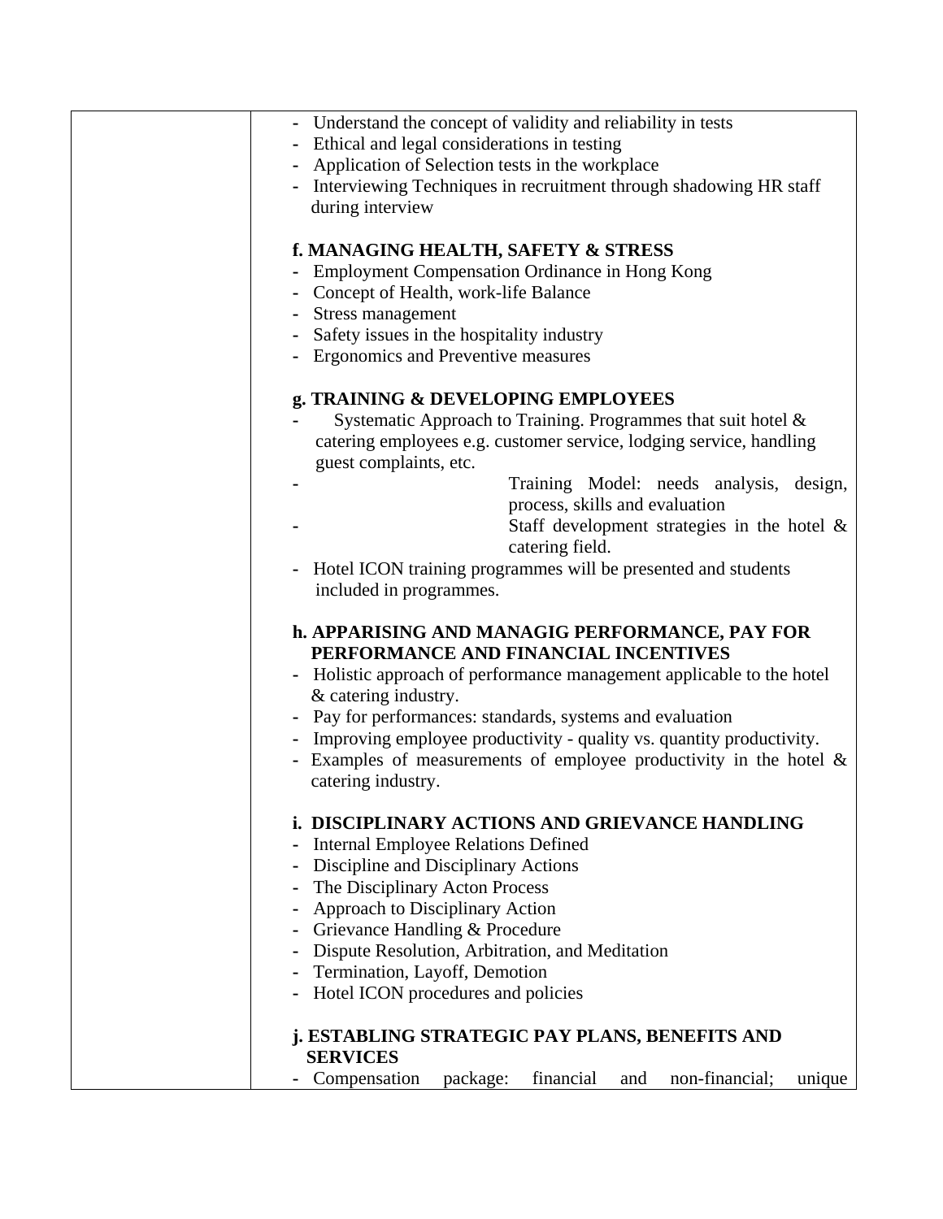| | - Understand the concept of validity and reliability in tests<br>- Ethical and legal considerations in testing<br>- Application of Selection tests in the workplace<br>- Interviewing Techniques in recruitment through shadowing HR staff during interview<br><br>**f. MANAGING HEALTH, SAFETY & STRESS**<br>- Employment Compensation Ordinance in Hong Kong<br>- Concept of Health, work-life Balance<br>- Stress management<br>- Safety issues in the hospitality industry<br>- Ergonomics and Preventive measures<br><br>**g. TRAINING & DEVELOPING EMPLOYEES**<br>- Systematic Approach to Training. Programmes that suit hotel & catering employees e.g. customer service, lodging service, handling guest complaints, etc.<br>- Training Model: needs analysis, design, process, skills and evaluation<br>- Staff development strategies in the hotel & catering field.<br>- Hotel ICON training programmes will be presented and students included in programmes.<br><br>**h. APPARISING AND MANAGIG PERFORMANCE, PAY FOR PERFORMANCE AND FINANCIAL INCENTIVES**<br>- Holistic approach of performance management applicable to the hotel & catering industry.<br>- Pay for performances: standards, systems and evaluation<br>- Improving employee productivity - quality vs. quantity productivity.<br>- Examples of measurements of employee productivity in the hotel & catering industry.<br><br>**i. DISCIPLINARY ACTIONS AND GRIEVANCE HANDLING**<br>- Internal Employee Relations Defined<br>- Discipline and Disciplinary Actions<br>- The Disciplinary Acton Process<br>- Approach to Disciplinary Action<br>- Grievance Handling & Procedure<br>- Dispute Resolution, Arbitration, and Meditation<br>- Termination, Layoff, Demotion<br>- Hotel ICON procedures and policies<br><br>**j. ESTABLING STRATEGIC PAY PLANS, BENEFITS AND SERVICES**<br>- Compensation package: financial and non-financial; unique |
|---|---|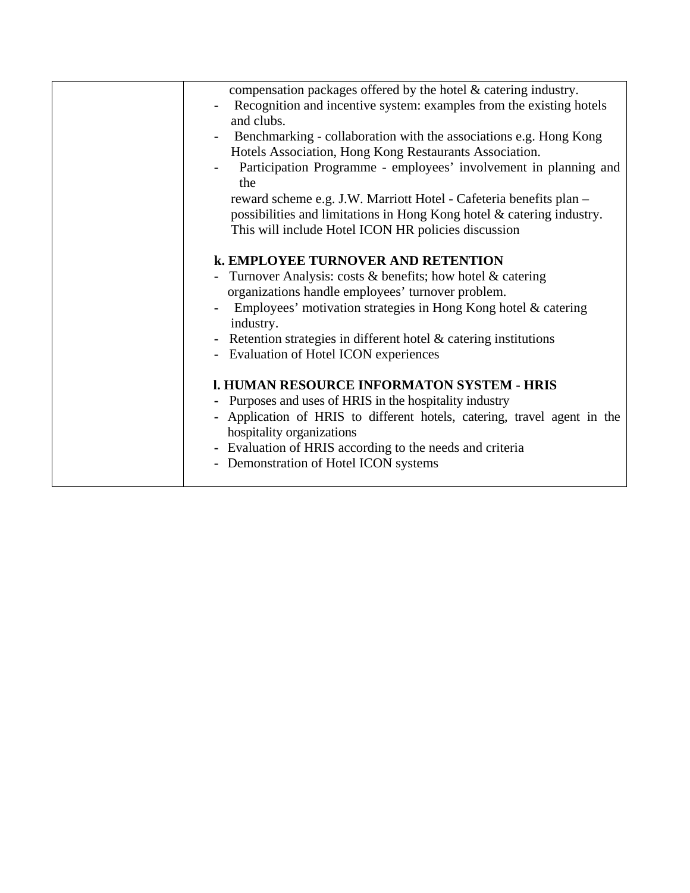| | |
|---|---|
| | compensation packages offered by the hotel & catering industry.<br>- Recognition and incentive system: examples from the existing hotels and clubs.<br>- Benchmarking - collaboration with the associations e.g. Hong Kong Hotels Association, Hong Kong Restaurants Association.<br>- Participation Programme - employees' involvement in planning and the reward scheme e.g. J.W. Marriott Hotel - Cafeteria benefits plan – possibilities and limitations in Hong Kong hotel & catering industry. This will include Hotel ICON HR policies discussion<br><br>**k. EMPLOYEE TURNOVER AND RETENTION**<br>- Turnover Analysis: costs & benefits; how hotel & catering organizations handle employees' turnover problem.<br>- Employees' motivation strategies in Hong Kong hotel & catering industry.<br>- Retention strategies in different hotel & catering institutions<br>- Evaluation of Hotel ICON experiences<br><br>**l. HUMAN RESOURCE INFORMATON SYSTEM - HRIS**<br>- Purposes and uses of HRIS in the hospitality industry<br>- Application of HRIS to different hotels, catering, travel agent in the hospitality organizations<br>- Evaluation of HRIS according to the needs and criteria<br>- Demonstration of Hotel ICON systems |